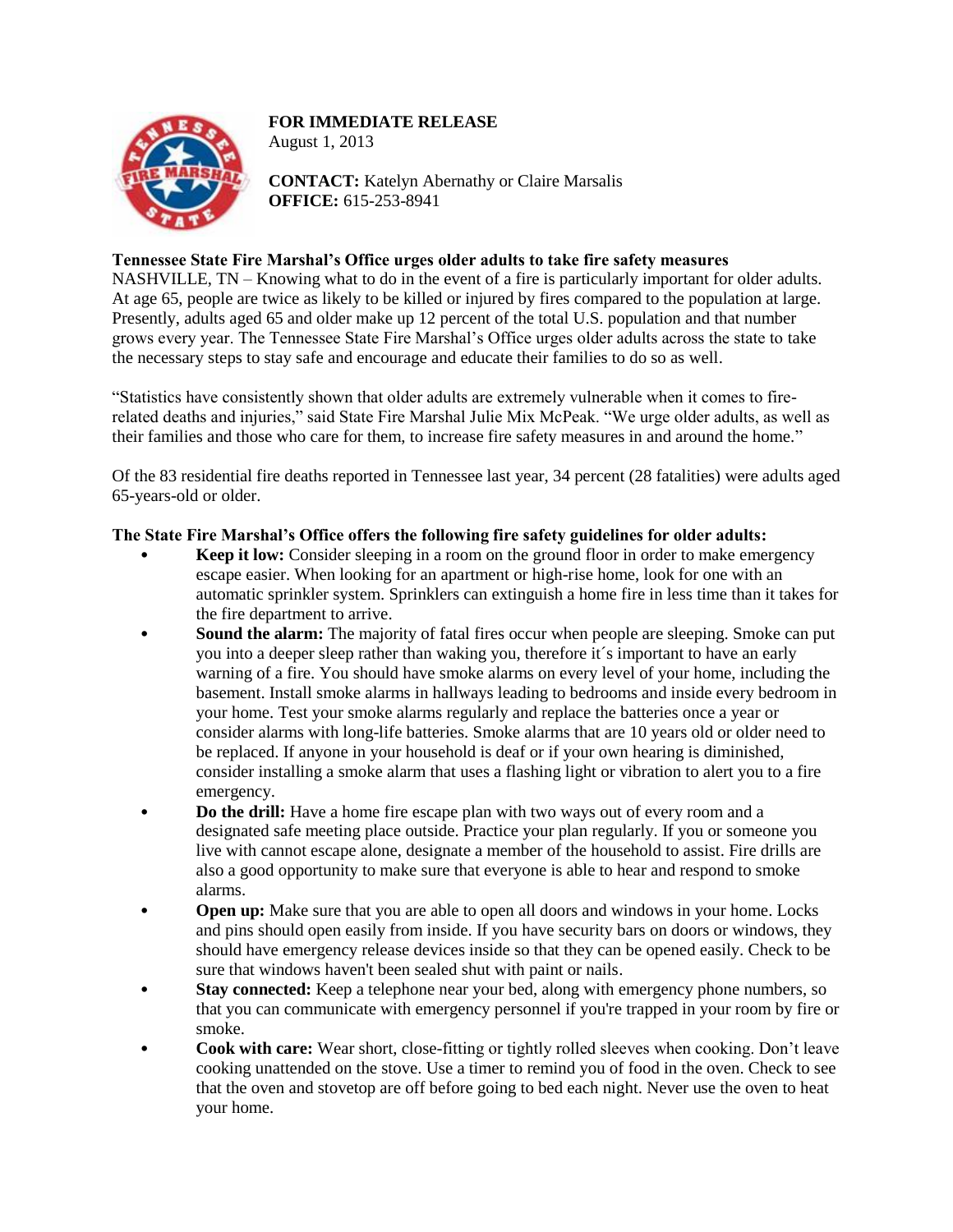**FOR IMMEDIATE RELEASE**
August 1, 2013

**CONTACT:** Katelyn Abernathy or Claire Marsalis
**OFFICE:** 615-253-8941

**Tennessee State Fire Marshal's Office urges older adults to take fire safety measures**

NASHVILLE, TN – Knowing what to do in the event of a fire is particularly important for older adults. At age 65, people are twice as likely to be killed or injured by fires compared to the population at large. Presently, adults aged 65 and older make up 12 percent of the total U.S. population and that number grows every year. The Tennessee State Fire Marshal's Office urges older adults across the state to take the necessary steps to stay safe and encourage and educate their families to do so as well.

"Statistics have consistently shown that older adults are extremely vulnerable when it comes to fire-related deaths and injuries," said State Fire Marshal Julie Mix McPeak. "We urge older adults, as well as their families and those who care for them, to increase fire safety measures in and around the home."

Of the 83 residential fire deaths reported in Tennessee last year, 34 percent (28 fatalities) were adults aged 65-years-old or older.

**The State Fire Marshal's Office offers the following fire safety guidelines for older adults:**

- **Keep it low:** Consider sleeping in a room on the ground floor in order to make emergency escape easier. When looking for an apartment or high-rise home, look for one with an automatic sprinkler system. Sprinklers can extinguish a home fire in less time than it takes for the fire department to arrive.
- **Sound the alarm:** The majority of fatal fires occur when people are sleeping. Smoke can put you into a deeper sleep rather than waking you, therefore it´s important to have an early warning of a fire. You should have smoke alarms on every level of your home, including the basement. Install smoke alarms in hallways leading to bedrooms and inside every bedroom in your home. Test your smoke alarms regularly and replace the batteries once a year or consider alarms with long-life batteries. Smoke alarms that are 10 years old or older need to be replaced. If anyone in your household is deaf or if your own hearing is diminished, consider installing a smoke alarm that uses a flashing light or vibration to alert you to a fire emergency.
- **Do the drill:** Have a home fire escape plan with two ways out of every room and a designated safe meeting place outside. Practice your plan regularly. If you or someone you live with cannot escape alone, designate a member of the household to assist. Fire drills are also a good opportunity to make sure that everyone is able to hear and respond to smoke alarms.
- **Open up:** Make sure that you are able to open all doors and windows in your home. Locks and pins should open easily from inside. If you have security bars on doors or windows, they should have emergency release devices inside so that they can be opened easily. Check to be sure that windows haven't been sealed shut with paint or nails.
- **Stay connected:** Keep a telephone near your bed, along with emergency phone numbers, so that you can communicate with emergency personnel if you're trapped in your room by fire or smoke.
- **Cook with care:** Wear short, close-fitting or tightly rolled sleeves when cooking. Don't leave cooking unattended on the stove. Use a timer to remind you of food in the oven. Check to see that the oven and stovetop are off before going to bed each night. Never use the oven to heat your home.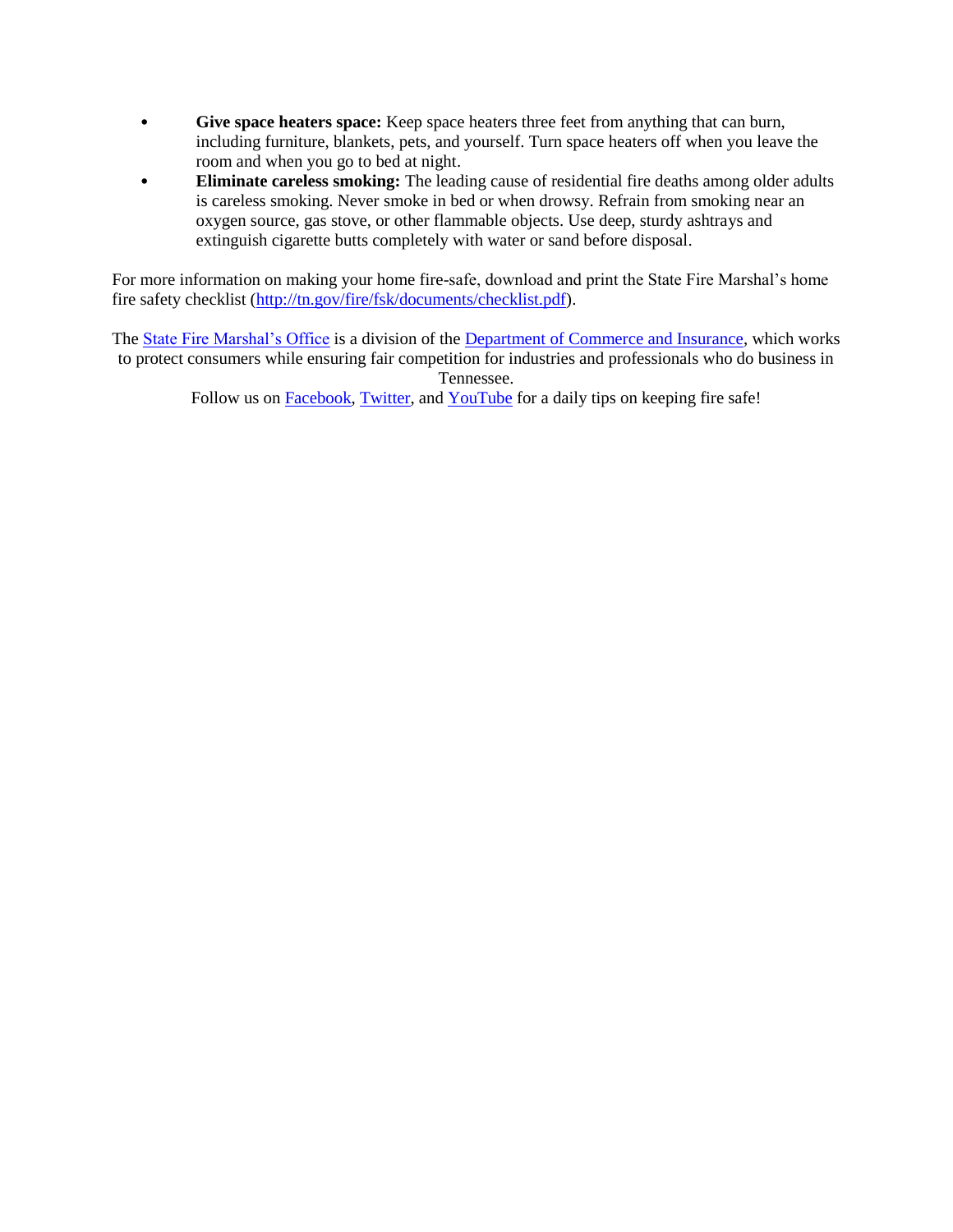- **Give space heaters space:** Keep space heaters three feet from anything that can burn, including furniture, blankets, pets, and yourself. Turn space heaters off when you leave the room and when you go to bed at night.
- **Eliminate careless smoking:** The leading cause of residential fire deaths among older adults is careless smoking. Never smoke in bed or when drowsy. Refrain from smoking near an oxygen source, gas stove, or other flammable objects. Use deep, sturdy ashtrays and extinguish cigarette butts completely with water or sand before disposal.

For more information on making your home fire-safe, download and print the State Fire Marshal's home fire safety checklist (http://tn.gov/fire/fsk/documents/checklist.pdf).

The State Fire Marshal's Office is a division of the Department of Commerce and Insurance, which works to protect consumers while ensuring fair competition for industries and professionals who do business in Tennessee.

Follow us on Facebook, Twitter, and YouTube for a daily tips on keeping fire safe!